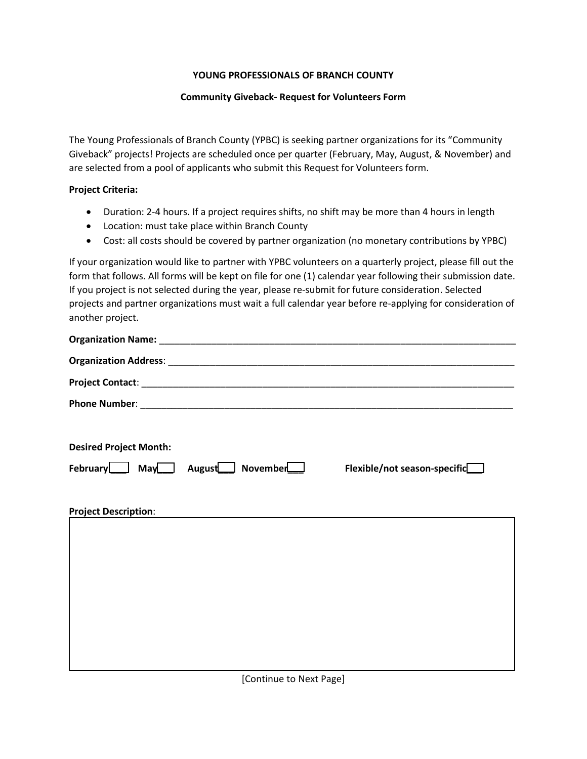**YOUNG PROFESSIONALS OF BRANCH COUNTY**

**Community Giveback- Request for Volunteers Form**

The Young Professionals of Branch County (YPBC) is seeking partner organizations for its "Community Giveback" projects! Projects are scheduled once per quarter (February, May, August, & November) and are selected from a pool of applicants who submit this Request for Volunteers form.

**Project Criteria:**

- Duration: 2-4 hours. If a project requires shifts, no shift may be more than 4 hours in length
- Location: must take place within Branch County
- Cost: all costs should be covered by partner organization (no monetary contributions by YPBC)

If your organization would like to partner with YPBC volunteers on a quarterly project, please fill out the form that follows. All forms will be kept on file for one (1) calendar year following their submission date. If you project is not selected during the year, please re-submit for future consideration. Selected projects and partner organizations must wait a full calendar year before re-applying for consideration of another project.

**Organization Name:** ______________________________________________________________________

**Organization Address**: ____________________________________________________________________

**Project Contact**: ________________________________________________________________________

**Phone Number**: _________________________________________________________________________

**Desired Project Month:**

**February**___ **May**___ **August**___ **November**___ **Flexible/not season-specific**___

**Project Description**:

[Continue to Next Page]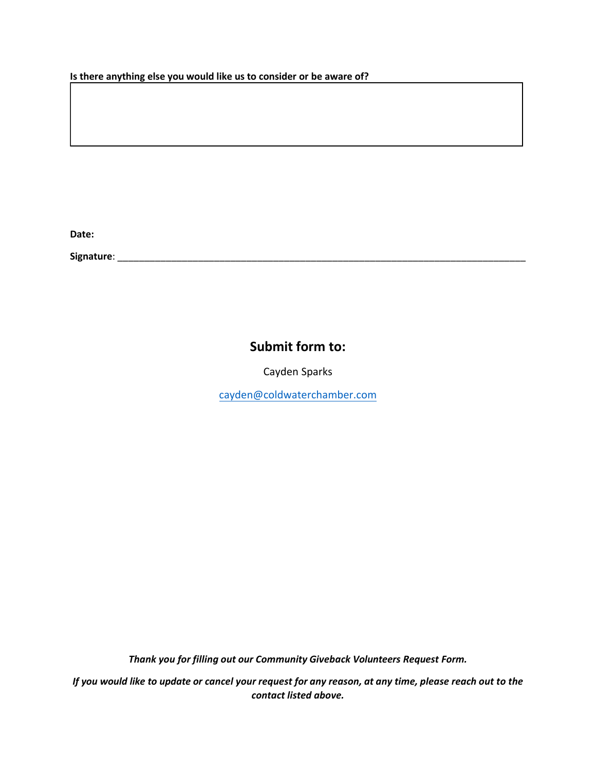**Is there anything else you would like us to consider or be aware of?**

**Date:**

**Signature**: ___________________________________________________________________________

## Submit form to:

Cayden Sparks

cayden@coldwaterchamber.com

***Thank you for filling out our Community Giveback Volunteers Request Form.***

***If you would like to update or cancel your request for any reason, at any time, please reach out to the contact listed above.***